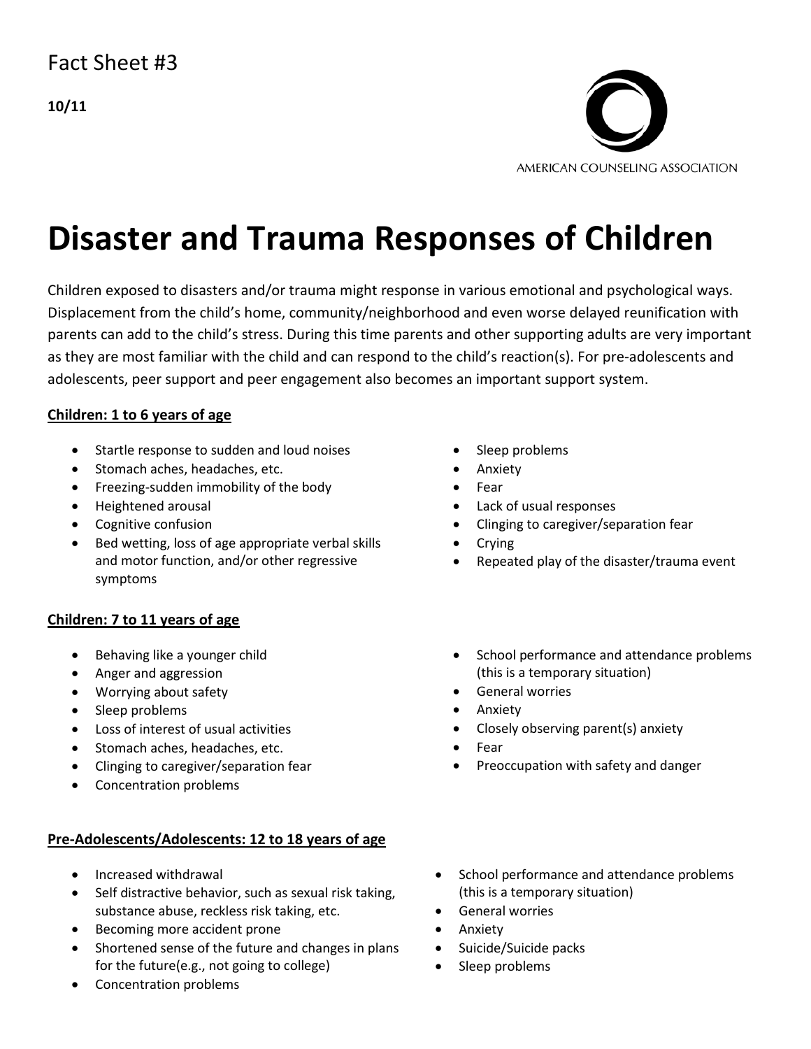Fact Sheet #3

**10/11**

AMERICAN COUNSELING ASSOCIATION

# Disaster and Trauma Responses of Children

Children exposed to disasters and/or trauma might response in various emotional and psychological ways. Displacement from the child's home, community/neighborhood and even worse delayed reunification with parents can add to the child's stress. During this time parents and other supporting adults are very important as they are most familiar with the child and can respond to the child's reaction(s). For pre-adolescents and adolescents, peer support and peer engagement also becomes an important support system.

**Children: 1 to 6 years of age**

- Startle response to sudden and loud noises
- Stomach aches, headaches, etc.
- Freezing-sudden immobility of the body
- Heightened arousal
- Cognitive confusion
- Bed wetting, loss of age appropriate verbal skills and motor function, and/or other regressive symptoms
- Sleep problems
- Anxiety
- Fear
- Lack of usual responses
- Clinging to caregiver/separation fear
- Crying
- Repeated play of the disaster/trauma event

**Children: 7 to 11 years of age**

- Behaving like a younger child
- Anger and aggression
- Worrying about safety
- Sleep problems
- Loss of interest of usual activities
- Stomach aches, headaches, etc.
- Clinging to caregiver/separation fear
- Concentration problems
- School performance and attendance problems (this is a temporary situation)
- General worries
- Anxiety
- Closely observing parent(s) anxiety
- Fear
- Preoccupation with safety and danger

**Pre-Adolescents/Adolescents: 12 to 18 years of age**

- Increased withdrawal
- Self distractive behavior, such as sexual risk taking, substance abuse, reckless risk taking, etc.
- Becoming more accident prone
- Shortened sense of the future and changes in plans for the future(e.g., not going to college)
- Concentration problems
- School performance and attendance problems (this is a temporary situation)
- General worries
- Anxiety
- Suicide/Suicide packs
- Sleep problems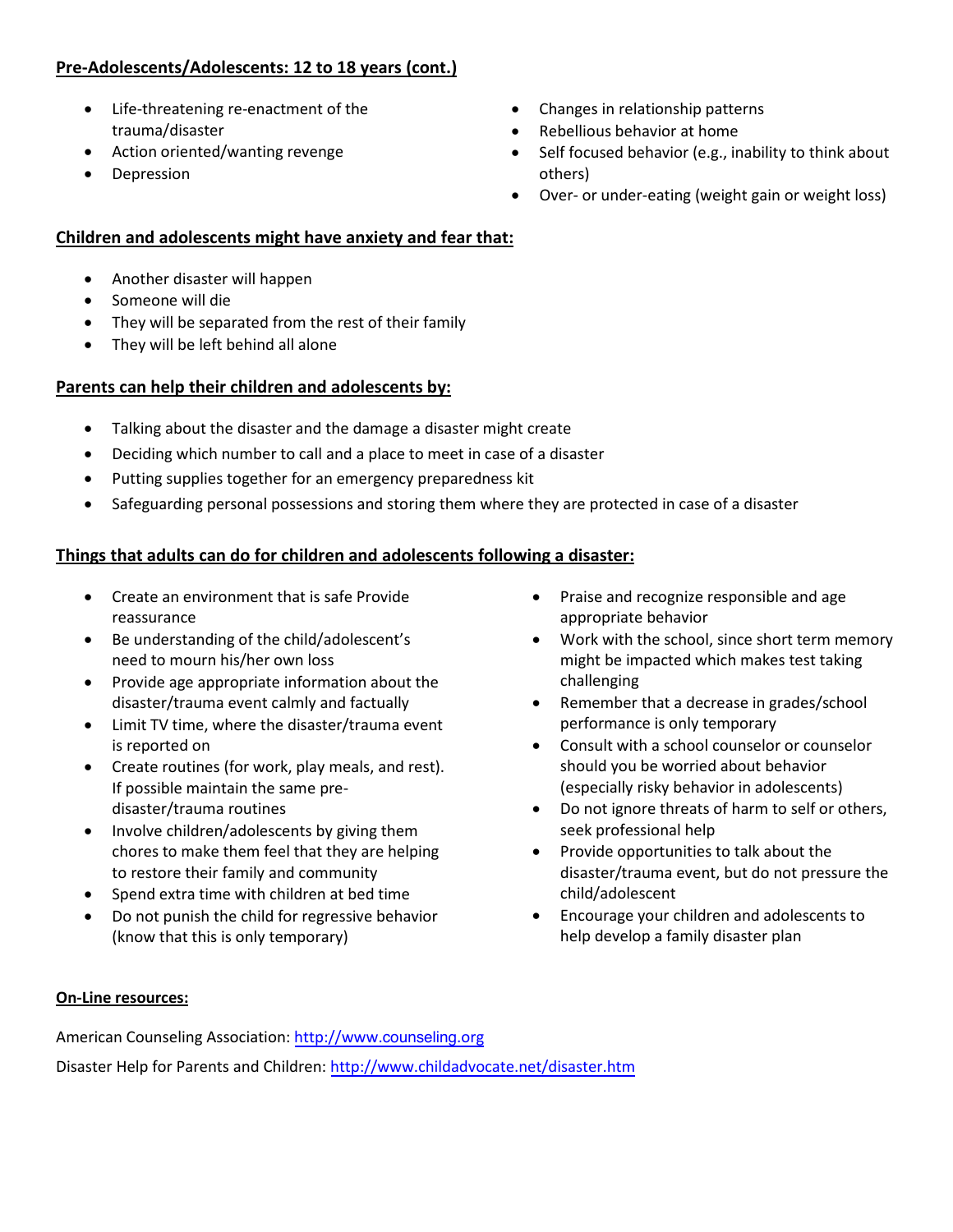## Pre-Adolescents/Adolescents: 12 to 18 years (cont.)

- Life-threatening re-enactment of the trauma/disaster
- Action oriented/wanting revenge
- Depression
- Changes in relationship patterns
- Rebellious behavior at home
- Self focused behavior (e.g., inability to think about others)
- Over- or under-eating (weight gain or weight loss)

## Children and adolescents might have anxiety and fear that:

- Another disaster will happen
- Someone will die
- They will be separated from the rest of their family
- They will be left behind all alone

## Parents can help their children and adolescents by:

- Talking about the disaster and the damage a disaster might create
- Deciding which number to call and a place to meet in case of a disaster
- Putting supplies together for an emergency preparedness kit
- Safeguarding personal possessions and storing them where they are protected in case of a disaster

## Things that adults can do for children and adolescents following a disaster:

- Create an environment that is safe Provide reassurance
- Be understanding of the child/adolescent's need to mourn his/her own loss
- Provide age appropriate information about the disaster/trauma event calmly and factually
- Limit TV time, where the disaster/trauma event is reported on
- Create routines (for work, play meals, and rest). If possible maintain the same pre-disaster/trauma routines
- Involve children/adolescents by giving them chores to make them feel that they are helping to restore their family and community
- Spend extra time with children at bed time
- Do not punish the child for regressive behavior (know that this is only temporary)
- Praise and recognize responsible and age appropriate behavior
- Work with the school, since short term memory might be impacted which makes test taking challenging
- Remember that a decrease in grades/school performance is only temporary
- Consult with a school counselor or counselor should you be worried about behavior (especially risky behavior in adolescents)
- Do not ignore threats of harm to self or others, seek professional help
- Provide opportunities to talk about the disaster/trauma event, but do not pressure the child/adolescent
- Encourage your children and adolescents to help develop a family disaster plan

**On-Line resources:**

American Counseling Association: http://www.counseling.org

Disaster Help for Parents and Children: http://www.childadvocate.net/disaster.htm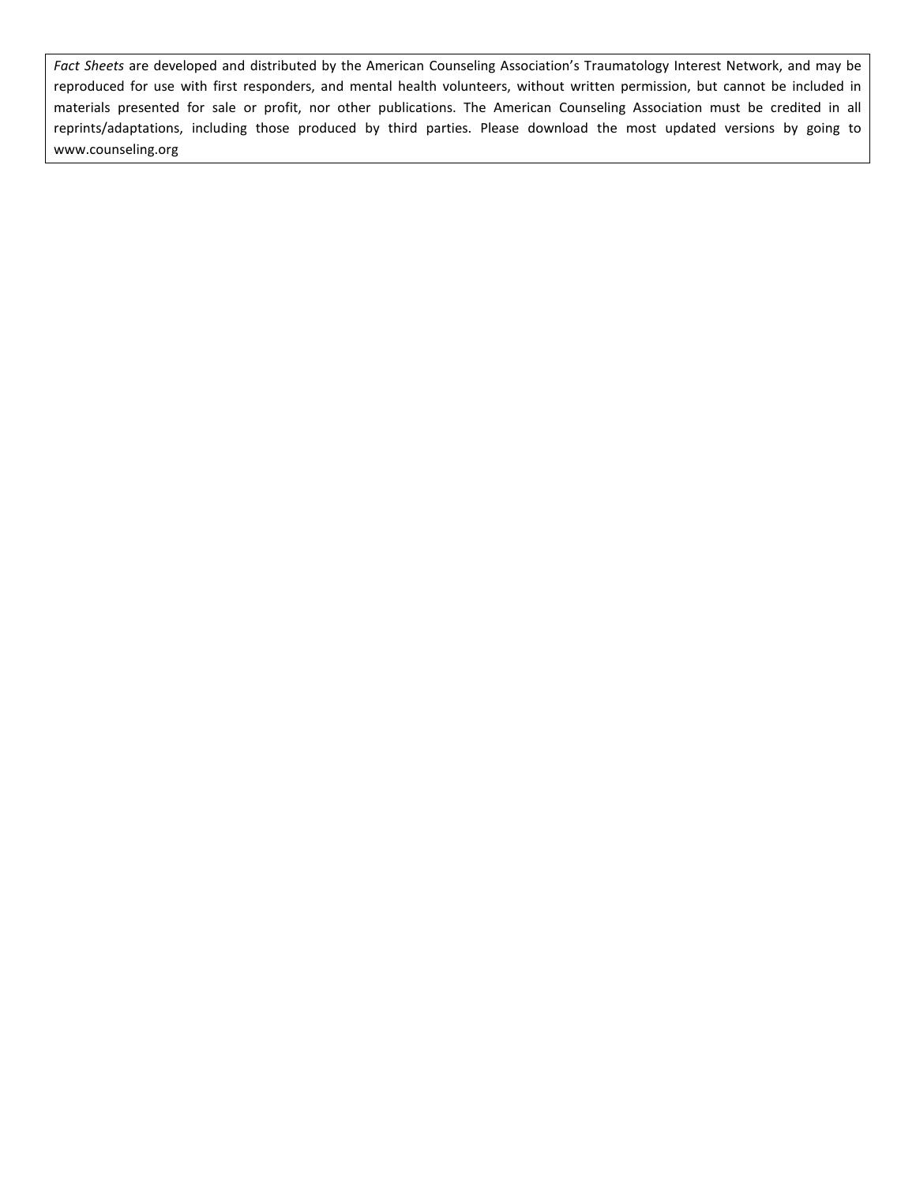*Fact Sheets* are developed and distributed by the American Counseling Association's Traumatology Interest Network, and may be reproduced for use with first responders, and mental health volunteers, without written permission, but cannot be included in materials presented for sale or profit, nor other publications. The American Counseling Association must be credited in all reprints/adaptations, including those produced by third parties. Please download the most updated versions by going to www.counseling.org